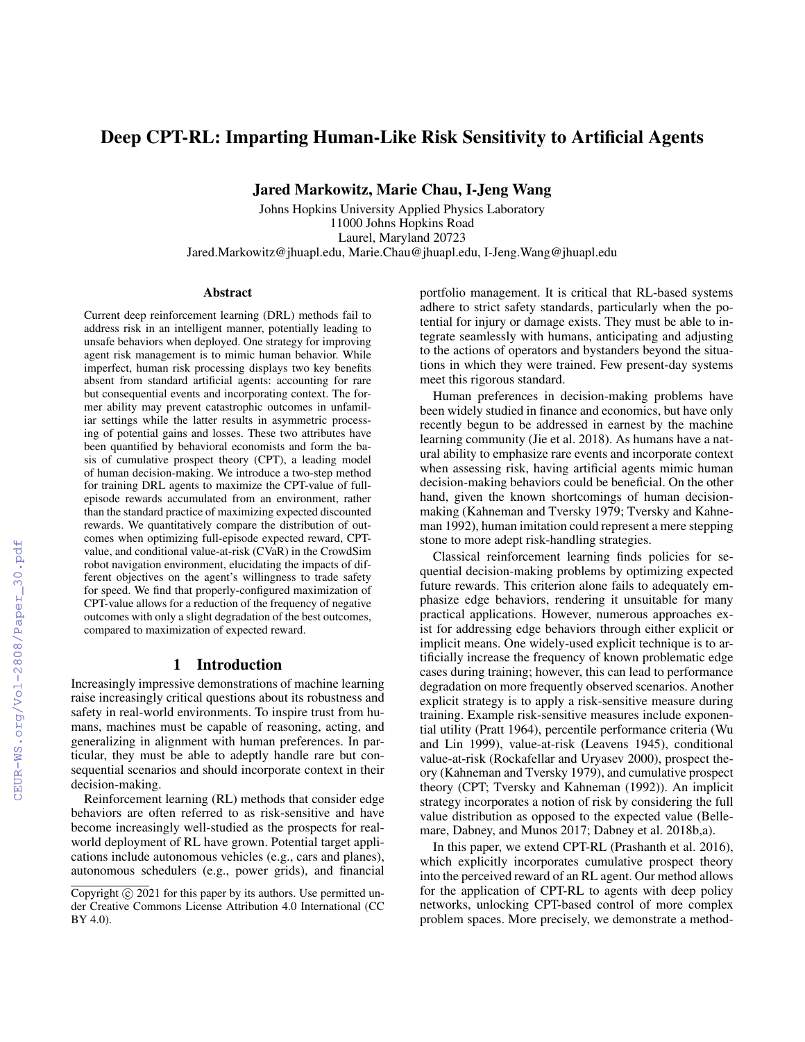# Deep CPT-RL: Imparting Human-Like Risk Sensitivity to Artificial Agents

**Jared Markowitz, Marie Chau, I-Jeng Wang**

Johns Hopkins University Applied Physics Laboratory
11000 Johns Hopkins Road
Laurel, Maryland 20723
Jared.Markowitz@jhuapl.edu, Marie.Chau@jhuapl.edu, I-Jeng.Wang@jhuapl.edu

## Abstract

Current deep reinforcement learning (DRL) methods fail to address risk in an intelligent manner, potentially leading to unsafe behaviors when deployed. One strategy for improving agent risk management is to mimic human behavior. While imperfect, human risk processing displays two key benefits absent from standard artificial agents: accounting for rare but consequential events and incorporating context. The former ability may prevent catastrophic outcomes in unfamiliar settings while the latter results in asymmetric processing of potential gains and losses. These two attributes have been quantified by behavioral economists and form the basis of cumulative prospect theory (CPT), a leading model of human decision-making. We introduce a two-step method for training DRL agents to maximize the CPT-value of full-episode rewards accumulated from an environment, rather than the standard practice of maximizing expected discounted rewards. We quantitatively compare the distribution of outcomes when optimizing full-episode expected reward, CPT-value, and conditional value-at-risk (CVaR) in the CrowdSim robot navigation environment, elucidating the impacts of different objectives on the agent's willingness to trade safety for speed. We find that properly-configured maximization of CPT-value allows for a reduction of the frequency of negative outcomes with only a slight degradation of the best outcomes, compared to maximization of expected reward.

## 1 Introduction

Increasingly impressive demonstrations of machine learning raise increasingly critical questions about its robustness and safety in real-world environments. To inspire trust from humans, machines must be capable of reasoning, acting, and generalizing in alignment with human preferences. In particular, they must be able to adeptly handle rare but consequential scenarios and should incorporate context in their decision-making.

Reinforcement learning (RL) methods that consider edge behaviors are often referred to as risk-sensitive and have become increasingly well-studied as the prospects for real-world deployment of RL have grown. Potential target applications include autonomous vehicles (e.g., cars and planes), autonomous schedulers (e.g., power grids), and financial portfolio management. It is critical that RL-based systems adhere to strict safety standards, particularly when the potential for injury or damage exists. They must be able to integrate seamlessly with humans, anticipating and adjusting to the actions of operators and bystanders beyond the situations in which they were trained. Few present-day systems meet this rigorous standard.

Human preferences in decision-making problems have been widely studied in finance and economics, but have only recently begun to be addressed in earnest by the machine learning community (Jie et al. 2018). As humans have a natural ability to emphasize rare events and incorporate context when assessing risk, having artificial agents mimic human decision-making behaviors could be beneficial. On the other hand, given the known shortcomings of human decision-making (Kahneman and Tversky 1979; Tversky and Kahneman 1992), human imitation could represent a mere stepping stone to more adept risk-handling strategies.

Classical reinforcement learning finds policies for sequential decision-making problems by optimizing expected future rewards. This criterion alone fails to adequately emphasize edge behaviors, rendering it unsuitable for many practical applications. However, numerous approaches exist for addressing edge behaviors through either explicit or implicit means. One widely-used explicit technique is to artificially increase the frequency of known problematic edge cases during training; however, this can lead to performance degradation on more frequently observed scenarios. Another explicit strategy is to apply a risk-sensitive measure during training. Example risk-sensitive measures include exponential utility (Pratt 1964), percentile performance criteria (Wu and Lin 1999), value-at-risk (Leavens 1945), conditional value-at-risk (Rockafellar and Uryasev 2000), prospect theory (Kahneman and Tversky 1979), and cumulative prospect theory (CPT; Tversky and Kahneman (1992)). An implicit strategy incorporates a notion of risk by considering the full value distribution as opposed to the expected value (Bellemare, Dabney, and Munos 2017; Dabney et al. 2018b,a).

In this paper, we extend CPT-RL (Prashanth et al. 2016), which explicitly incorporates cumulative prospect theory into the perceived reward of an RL agent. Our method allows for the application of CPT-RL to agents with deep policy networks, unlocking CPT-based control of more complex problem spaces. More precisely, we demonstrate a method-

Copyright © 2021 for this paper by its authors. Use permitted under Creative Commons License Attribution 4.0 International (CC BY 4.0).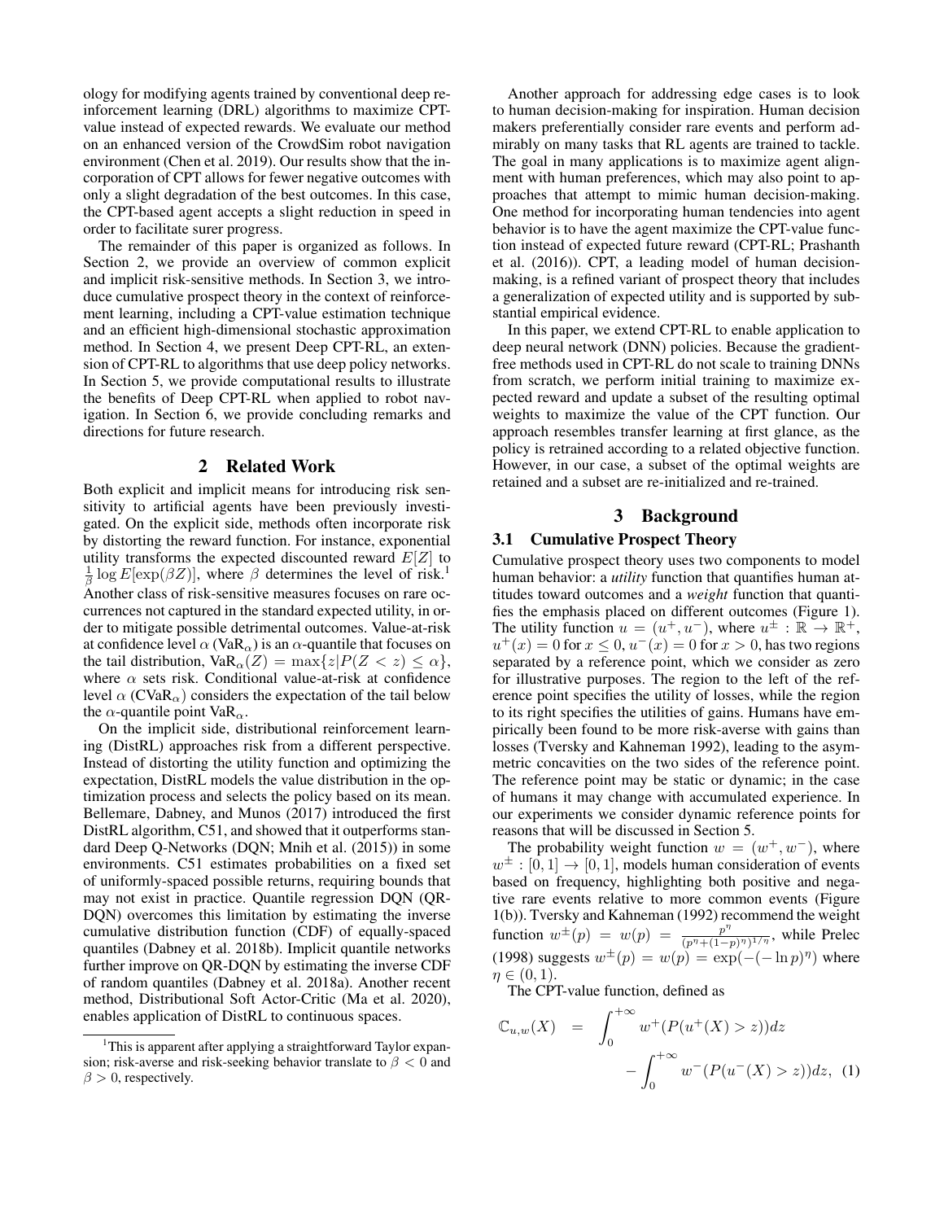ology for modifying agents trained by conventional deep reinforcement learning (DRL) algorithms to maximize CPT-value instead of expected rewards. We evaluate our method on an enhanced version of the CrowdSim robot navigation environment (Chen et al. 2019). Our results show that the incorporation of CPT allows for fewer negative outcomes with only a slight degradation of the best outcomes. In this case, the CPT-based agent accepts a slight reduction in speed in order to facilitate surer progress.

The remainder of this paper is organized as follows. In Section 2, we provide an overview of common explicit and implicit risk-sensitive methods. In Section 3, we introduce cumulative prospect theory in the context of reinforcement learning, including a CPT-value estimation technique and an efficient high-dimensional stochastic approximation method. In Section 4, we present Deep CPT-RL, an extension of CPT-RL to algorithms that use deep policy networks. In Section 5, we provide computational results to illustrate the benefits of Deep CPT-RL when applied to robot navigation. In Section 6, we provide concluding remarks and directions for future research.

## 2 Related Work

Both explicit and implicit means for introducing risk sensitivity to artificial agents have been previously investigated. On the explicit side, methods often incorporate risk by distorting the reward function. For instance, exponential utility transforms the expected discounted reward $E[Z]$ to $\frac{1}{\beta}\log E[\exp(\beta Z)]$, where $\beta$ determines the level of risk.[1] Another class of risk-sensitive measures focuses on rare occurrences not captured in the standard expected utility, in order to mitigate possible detrimental outcomes. Value-at-risk at confidence level $\alpha$ ($\text{VaR}_\alpha$) is an $\alpha$-quantile that focuses on the tail distribution, $\text{VaR}_\alpha(Z) = \max\{z | P(Z < z) \leq \alpha\}$, where $\alpha$ sets risk. Conditional value-at-risk at confidence level $\alpha$ ($\text{CVaR}_\alpha$) considers the expectation of the tail below the $\alpha$-quantile point $\text{VaR}_\alpha$.

On the implicit side, distributional reinforcement learning (DistRL) approaches risk from a different perspective. Instead of distorting the utility function and optimizing the expectation, DistRL models the value distribution in the optimization process and selects the policy based on its mean. Bellemare, Dabney, and Munos (2017) introduced the first DistRL algorithm, C51, and showed that it outperforms standard Deep Q-Networks (DQN; Mnih et al. (2015)) in some environments. C51 estimates probabilities on a fixed set of uniformly-spaced possible returns, requiring bounds that may not exist in practice. Quantile regression DQN (QR-DQN) overcomes this limitation by estimating the inverse cumulative distribution function (CDF) of equally-spaced quantiles (Dabney et al. 2018b). Implicit quantile networks further improve on QR-DQN by estimating the inverse CDF of random quantiles (Dabney et al. 2018a). Another recent method, Distributional Soft Actor-Critic (Ma et al. 2020), enables application of DistRL to continuous spaces.

[1] This is apparent after applying a straightforward Taylor expansion; risk-averse and risk-seeking behavior translate to $\beta < 0$ and $\beta > 0$, respectively.

Another approach for addressing edge cases is to look to human decision-making for inspiration. Human decision makers preferentially consider rare events and perform admirably on many tasks that RL agents are trained to tackle. The goal in many applications is to maximize agent alignment with human preferences, which may also point to approaches that attempt to mimic human decision-making. One method for incorporating human tendencies into agent behavior is to have the agent maximize the CPT-value function instead of expected future reward (CPT-RL; Prashanth et al. (2016)). CPT, a leading model of human decision-making, is a refined variant of prospect theory that includes a generalization of expected utility and is supported by substantial empirical evidence.

In this paper, we extend CPT-RL to enable application to deep neural network (DNN) policies. Because the gradient-free methods used in CPT-RL do not scale to training DNNs from scratch, we perform initial training to maximize expected reward and update a subset of the resulting optimal weights to maximize the value of the CPT function. Our approach resembles transfer learning at first glance, as the policy is retrained according to a related objective function. However, in our case, a subset of the optimal weights are retained and a subset are re-initialized and re-trained.

## 3 Background

### 3.1 Cumulative Prospect Theory

Cumulative prospect theory uses two components to model human behavior: a *utility* function that quantifies human attitudes toward outcomes and a *weight* function that quantifies the emphasis placed on different outcomes (Figure 1). The utility function $u = (u^+, u^-)$, where $u^\pm : \mathbb{R} \to \mathbb{R}^+$, $u^+(x) = 0$ for $x \leq 0$, $u^-(x) = 0$ for $x > 0$, has two regions separated by a reference point, which we consider as zero for illustrative purposes. The region to the left of the reference point specifies the utility of losses, while the region to its right specifies the utilities of gains. Humans have empirically been found to be more risk-averse with gains than losses (Tversky and Kahneman 1992), leading to the asymmetric concavities on the two sides of the reference point. The reference point may be static or dynamic; in the case of humans it may change with accumulated experience. In our experiments we consider dynamic reference points for reasons that will be discussed in Section 5.

The probability weight function $w = (w^+, w^-)$, where $w^\pm : [0, 1] \to [0, 1]$, models human consideration of events based on frequency, highlighting both positive and negative rare events relative to more common events (Figure 1(b)). Tversky and Kahneman (1992) recommend the weight function $w^\pm(p) = w(p) = \frac{p^\eta}{(p^\eta + (1-p)^\eta)^{1/\eta}}$, while Prelec (1998) suggests $w^\pm(p) = w(p) = \exp(-(-\ln p)^\eta)$ where $\eta \in (0, 1)$.

The CPT-value function, defined as

$$\mathbb{C}_{u,w}(X) = \int_0^{+\infty} w^+(P(u^+(X) > z))dz - \int_0^{+\infty} w^-(P(u^-(X) > z))dz, \quad (1)$$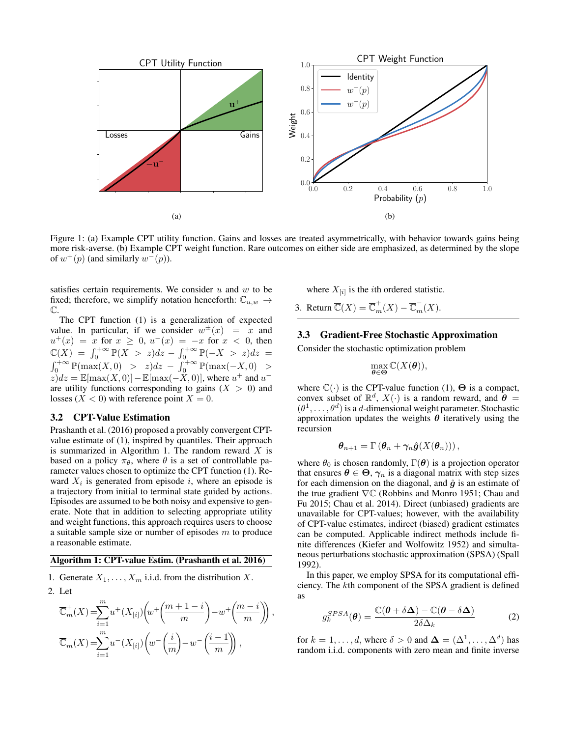Figure 1: (a) Example CPT utility function. Gains and losses are treated asymmetrically, with behavior towards gains being more risk-averse. (b) Example CPT weight function. Rare outcomes on either side are emphasized, as determined by the slope of $w^+(p)$ (and similarly $w^-(p)$).

satisfies certain requirements. We consider $u$ and $w$ to be fixed; therefore, we simplify notation henceforth: $\mathbb{C}_{u,w} \to \mathbb{C}$.

The CPT function (1) is a generalization of expected value. In particular, if we consider $w^{\pm}(x) = x$ and $u^+(x) = x$ for $x \geq 0$, $u^-(x) = -x$ for $x < 0$, then $\mathbb{C}(X) = \int_0^{+\infty} \mathbb{P}(X > z)dz - \int_0^{+\infty} \mathbb{P}(-X > z)dz = \int_0^{+\infty} \mathbb{P}(\max(X,0) > z)dz - \int_0^{+\infty} \mathbb{P}(\max(-X,0) > z)dz = \mathbb{E}[\max(X,0)] - \mathbb{E}[\max(-X,0)]$, where $u^+$ and $u^-$ are utility functions corresponding to gains ($X > 0$) and losses ($X < 0$) with reference point $X = 0$.

## 3.2 CPT-Value Estimation

Prashanth et al. (2016) proposed a provably convergent CPT-value estimate of (1), inspired by quantiles. Their approach is summarized in Algorithm 1. The random reward $X$ is based on a policy $\pi_\theta$, where $\theta$ is a set of controllable parameter values chosen to optimize the CPT function (1). Reward $X_i$ is generated from episode $i$, where an episode is a trajectory from initial to terminal state guided by actions. Episodes are assumed to be both noisy and expensive to generate. Note that in addition to selecting appropriate utility and weight functions, this approach requires users to choose a suitable sample size or number of episodes $m$ to produce a reasonable estimate.

**Algorithm 1: CPT-value Estim. (Prashanth et al. 2016)**

1. Generate $X_1, \ldots, X_m$ i.i.d. from the distribution $X$.
2. Let

$$\overline{\mathbb{C}}_m^+(X) = \sum_{i=1}^{m} u^+(X_{[i]}) \left( w^+\left(\frac{m+1-i}{m}\right) - w^+\left(\frac{m-i}{m}\right) \right),$$

$$\overline{\mathbb{C}}_m^-(X) = \sum_{i=1}^{m} u^-(X_{[i]}) \left( w^-\left(\frac{i}{m}\right) - w^-\left(\frac{i-1}{m}\right) \right),$$

   where $X_{[i]}$ is the $i$th ordered statistic.

3. Return $\overline{\mathbb{C}}(X) = \overline{\mathbb{C}}_m^+(X) - \overline{\mathbb{C}}_m^-(X)$.

## 3.3 Gradient-Free Stochastic Approximation

Consider the stochastic optimization problem

$$\max_{\boldsymbol{\theta} \in \boldsymbol{\Theta}} \mathbb{C}(X(\boldsymbol{\theta})),$$

where $\mathbb{C}(\cdot)$ is the CPT-value function (1), $\boldsymbol{\Theta}$ is a compact, convex subset of $\mathbb{R}^d$, $X(\cdot)$ is a random reward, and $\boldsymbol{\theta} = (\theta^1, \ldots, \theta^d)$ is a $d$-dimensional weight parameter. Stochastic approximation updates the weights $\boldsymbol{\theta}$ iteratively using the recursion

$$\boldsymbol{\theta}_{n+1} = \Gamma\left(\boldsymbol{\theta}_n + \boldsymbol{\gamma}_n \hat{\boldsymbol{g}}(X(\boldsymbol{\theta}_n))\right),$$

where $\theta_0$ is chosen randomly, $\Gamma(\boldsymbol{\theta})$ is a projection operator that ensures $\boldsymbol{\theta} \in \boldsymbol{\Theta}$, $\boldsymbol{\gamma}_n$ is a diagonal matrix with step sizes for each dimension on the diagonal, and $\hat{\boldsymbol{g}}$ is an estimate of the true gradient $\nabla\mathbb{C}$ (Robbins and Monro 1951; Chau and Fu 2015; Chau et al. 2014). Direct (unbiased) gradients are unavailable for CPT-values; however, with the availability of CPT-value estimates, indirect (biased) gradient estimates can be computed. Applicable indirect methods include finite differences (Kiefer and Wolfowitz 1952) and simultaneous perturbations stochastic approximation (SPSA) (Spall 1992).

In this paper, we employ SPSA for its computational efficiency. The $k$th component of the SPSA gradient is defined as

$$g_k^{SPSA}(\boldsymbol{\theta}) = \frac{\mathbb{C}(\boldsymbol{\theta} + \delta\boldsymbol{\Delta}) - \mathbb{C}(\boldsymbol{\theta} - \delta\boldsymbol{\Delta})}{2\delta\Delta_k} \tag{2}$$

for $k = 1, \ldots, d$, where $\delta > 0$ and $\boldsymbol{\Delta} = (\Delta^1, \ldots, \Delta^d)$ has random i.i.d. components with zero mean and finite inverse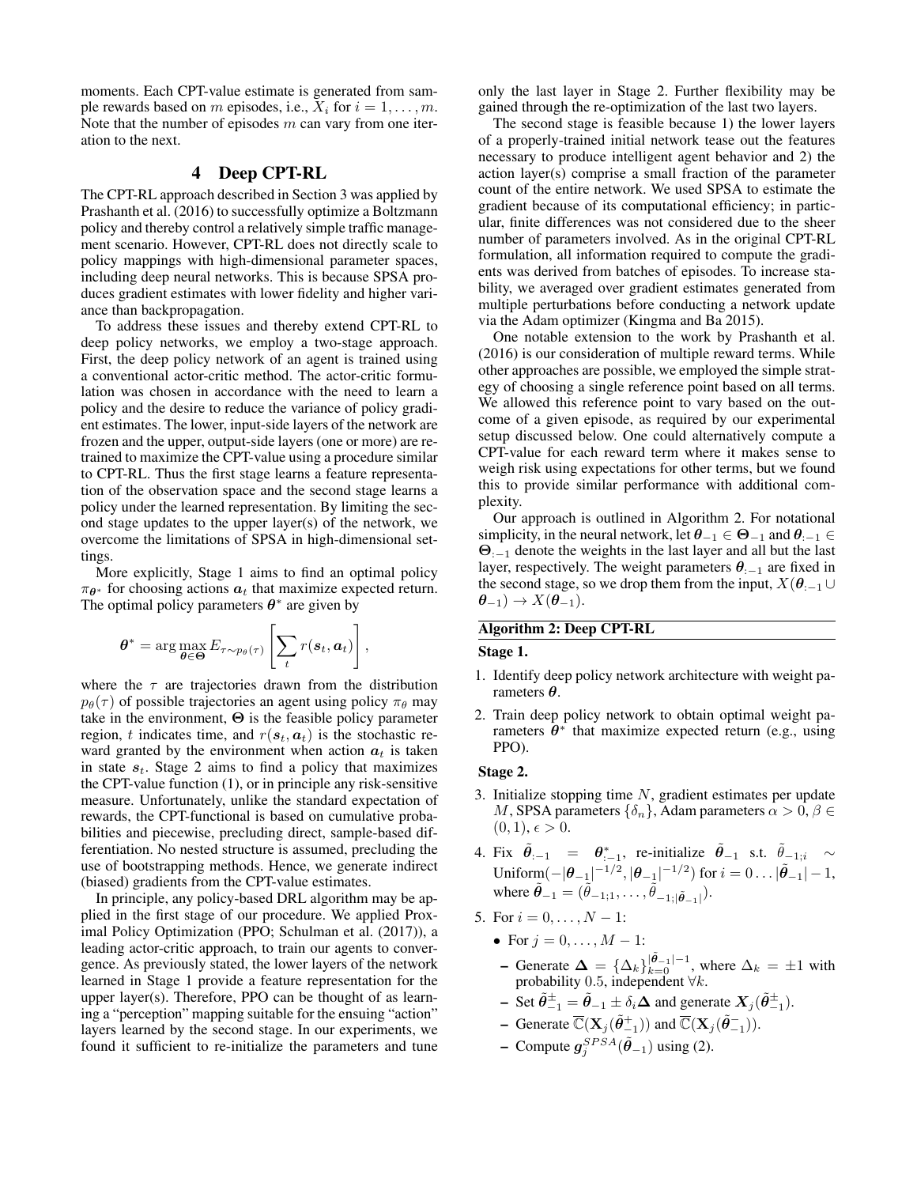moments. Each CPT-value estimate is generated from sample rewards based on $m$ episodes, i.e., $X_i$ for $i = 1, \ldots, m$. Note that the number of episodes $m$ can vary from one iteration to the next.

## 4 Deep CPT-RL

The CPT-RL approach described in Section 3 was applied by Prashanth et al. (2016) to successfully optimize a Boltzmann policy and thereby control a relatively simple traffic management scenario. However, CPT-RL does not directly scale to policy mappings with high-dimensional parameter spaces, including deep neural networks. This is because SPSA produces gradient estimates with lower fidelity and higher variance than backpropagation.

To address these issues and thereby extend CPT-RL to deep policy networks, we employ a two-stage approach. First, the deep policy network of an agent is trained using a conventional actor-critic method. The actor-critic formulation was chosen in accordance with the need to learn a policy and the desire to reduce the variance of policy gradient estimates. The lower, input-side layers of the network are frozen and the upper, output-side layers (one or more) are retrained to maximize the CPT-value using a procedure similar to CPT-RL. Thus the first stage learns a feature representation of the observation space and the second stage learns a policy under the learned representation. By limiting the second stage updates to the upper layer(s) of the network, we overcome the limitations of SPSA in high-dimensional settings.

More explicitly, Stage 1 aims to find an optimal policy $\pi_{\boldsymbol{\theta}^*}$ for choosing actions $\boldsymbol{a}_t$ that maximize expected return. The optimal policy parameters $\boldsymbol{\theta}^*$ are given by

$$\boldsymbol{\theta}^* = \arg\max_{\boldsymbol{\theta} \in \boldsymbol{\Theta}} E_{\tau \sim p_\theta(\tau)} \left[ \sum_t r(\boldsymbol{s}_t, \boldsymbol{a}_t) \right],$$

where the $\tau$ are trajectories drawn from the distribution $p_\theta(\tau)$ of possible trajectories an agent using policy $\pi_\theta$ may take in the environment, $\boldsymbol{\Theta}$ is the feasible policy parameter region, $t$ indicates time, and $r(\boldsymbol{s}_t, \boldsymbol{a}_t)$ is the stochastic reward granted by the environment when action $\boldsymbol{a}_t$ is taken in state $\boldsymbol{s}_t$. Stage 2 aims to find a policy that maximizes the CPT-value function (1), or in principle any risk-sensitive measure. Unfortunately, unlike the standard expectation of rewards, the CPT-functional is based on cumulative probabilities and piecewise, precluding direct, sample-based differentiation. No nested structure is assumed, precluding the use of bootstrapping methods. Hence, we generate indirect (biased) gradients from the CPT-value estimates.

In principle, any policy-based DRL algorithm may be applied in the first stage of our procedure. We applied Proximal Policy Optimization (PPO; Schulman et al. (2017)), a leading actor-critic approach, to train our agents to convergence. As previously stated, the lower layers of the network learned in Stage 1 provide a feature representation for the upper layer(s). Therefore, PPO can be thought of as learning a "perception" mapping suitable for the ensuing "action" layers learned by the second stage. In our experiments, we found it sufficient to re-initialize the parameters and tune only the last layer in Stage 2. Further flexibility may be gained through the re-optimization of the last two layers.

The second stage is feasible because 1) the lower layers of a properly-trained initial network tease out the features necessary to produce intelligent agent behavior and 2) the action layer(s) comprise a small fraction of the parameter count of the entire network. We used SPSA to estimate the gradient because of its computational efficiency; in particular, finite differences was not considered due to the sheer number of parameters involved. As in the original CPT-RL formulation, all information required to compute the gradients was derived from batches of episodes. To increase stability, we averaged over gradient estimates generated from multiple perturbations before conducting a network update via the Adam optimizer (Kingma and Ba 2015).

One notable extension to the work by Prashanth et al. (2016) is our consideration of multiple reward terms. While other approaches are possible, we employed the simple strategy of choosing a single reference point based on all terms. We allowed this reference point to vary based on the outcome of a given episode, as required by our experimental setup discussed below. One could alternatively compute a CPT-value for each reward term where it makes sense to weigh risk using expectations for other terms, but we found this to provide similar performance with additional complexity.

Our approach is outlined in Algorithm 2. For notational simplicity, in the neural network, let $\boldsymbol{\theta}_{-1} \in \boldsymbol{\Theta}_{-1}$ and $\boldsymbol{\theta}_{:-1} \in \boldsymbol{\Theta}_{:-1}$ denote the weights in the last layer and all but the last layer, respectively. The weight parameters $\boldsymbol{\theta}_{:-1}$ are fixed in the second stage, so we drop them from the input, $X(\boldsymbol{\theta}_{:-1} \cup \boldsymbol{\theta}_{-1}) \to X(\boldsymbol{\theta}_{-1})$.

**Algorithm 2: Deep CPT-RL**

**Stage 1.**

1. Identify deep policy network architecture with weight parameters $\boldsymbol{\theta}$.
2. Train deep policy network to obtain optimal weight parameters $\boldsymbol{\theta}^*$ that maximize expected return (e.g., using PPO).

**Stage 2.**

3. Initialize stopping time $N$, gradient estimates per update $M$, SPSA parameters $\{\delta_n\}$, Adam parameters $\alpha > 0, \beta \in (0, 1), \epsilon > 0$.
4. Fix $\tilde{\boldsymbol{\theta}}_{:-1} = \boldsymbol{\theta}^*_{:-1}$, re-initialize $\tilde{\boldsymbol{\theta}}_{-1}$ s.t. $\tilde{\theta}_{-1;i} \sim \text{Uniform}(-|\boldsymbol{\theta}_{-1}|^{-1/2}, |\boldsymbol{\theta}_{-1}|^{-1/2})$ for $i = 0 \ldots |\tilde{\boldsymbol{\theta}}_{-1}| - 1$, where $\tilde{\boldsymbol{\theta}}_{-1} = (\tilde{\theta}_{-1;1}, \ldots, \tilde{\theta}_{-1;|\tilde{\boldsymbol{\theta}}_{-1}|})$.
5. For $i = 0, \ldots, N - 1$:
   - For $j = 0, \ldots, M - 1$:
     - Generate $\boldsymbol{\Delta} = \{\Delta_k\}_{k=0}^{|\tilde{\boldsymbol{\theta}}_{-1}|-1}$, where $\Delta_k = \pm 1$ with probability 0.5, independent $\forall k$.
     - Set $\tilde{\boldsymbol{\theta}}^{\pm}_{-1} = \tilde{\boldsymbol{\theta}}_{-1} \pm \delta_i \boldsymbol{\Delta}$ and generate $\boldsymbol{X}_j(\tilde{\boldsymbol{\theta}}^{\pm}_{-1})$.
     - Generate $\overline{\mathbb{C}}(\mathbf{X}_j(\tilde{\boldsymbol{\theta}}^{+}_{-1}))$ and $\overline{\mathbb{C}}(\mathbf{X}_j(\tilde{\boldsymbol{\theta}}^{-}_{-1}))$.
     - Compute $\boldsymbol{g}^{SPSA}_j(\tilde{\boldsymbol{\theta}}_{-1})$ using (2).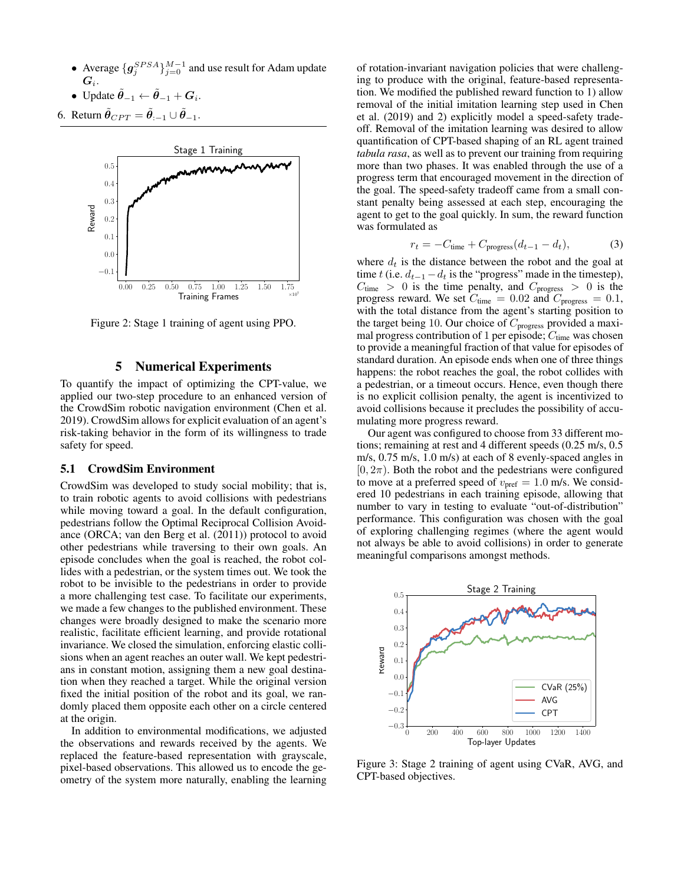- Average $\{\boldsymbol{g}_j^{SPSA}\}_{j=0}^{M-1}$ and use result for Adam update $\boldsymbol{G}_i$.
- Update $\tilde{\boldsymbol{\theta}}_{-1} \leftarrow \tilde{\boldsymbol{\theta}}_{-1} + \boldsymbol{G}_i$.

6. Return $\tilde{\boldsymbol{\theta}}_{CPT} = \tilde{\boldsymbol{\theta}}_{:-1} \cup \tilde{\boldsymbol{\theta}}_{-1}$.

Figure 2: Stage 1 training of agent using PPO.

## 5 Numerical Experiments

To quantify the impact of optimizing the CPT-value, we applied our two-step procedure to an enhanced version of the CrowdSim robotic navigation environment (Chen et al. 2019). CrowdSim allows for explicit evaluation of an agent's risk-taking behavior in the form of its willingness to trade safety for speed.

### 5.1 CrowdSim Environment

CrowdSim was developed to study social mobility; that is, to train robotic agents to avoid collisions with pedestrians while moving toward a goal. In the default configuration, pedestrians follow the Optimal Reciprocal Collision Avoidance (ORCA; van den Berg et al. (2011)) protocol to avoid other pedestrians while traversing to their own goals. An episode concludes when the goal is reached, the robot collides with a pedestrian, or the system times out. We took the robot to be invisible to the pedestrians in order to provide a more challenging test case. To facilitate our experiments, we made a few changes to the published environment. These changes were broadly designed to make the scenario more realistic, facilitate efficient learning, and provide rotational invariance. We closed the simulation, enforcing elastic collisions when an agent reaches an outer wall. We kept pedestrians in constant motion, assigning them a new goal destination when they reached a target. While the original version fixed the initial position of the robot and its goal, we randomly placed them opposite each other on a circle centered at the origin.

In addition to environmental modifications, we adjusted the observations and rewards received by the agents. We replaced the feature-based representation with grayscale, pixel-based observations. This allowed us to encode the geometry of the system more naturally, enabling the learning of rotation-invariant navigation policies that were challenging to produce with the original, feature-based representation. We modified the published reward function to 1) allow removal of the initial imitation learning step used in Chen et al. (2019) and 2) explicitly model a speed-safety tradeoff. Removal of the imitation learning was desired to allow quantification of CPT-based shaping of an RL agent trained *tabula rasa*, as well as to prevent our training from requiring more than two phases. It was enabled through the use of a progress term that encouraged movement in the direction of the goal. The speed-safety tradeoff came from a small constant penalty being assessed at each step, encouraging the agent to get to the goal quickly. In sum, the reward function was formulated as

$$r_t = -C_{\text{time}} + C_{\text{progress}}(d_{t-1} - d_t), \tag{3}$$

where $d_t$ is the distance between the robot and the goal at time $t$ (i.e. $d_{t-1} - d_t$ is the "progress" made in the timestep), $C_{\text{time}} > 0$ is the time penalty, and $C_{\text{progress}} > 0$ is the progress reward. We set $C_{\text{time}} = 0.02$ and $C_{\text{progress}} = 0.1$, with the total distance from the agent's starting position to the target being 10. Our choice of $C_{\text{progress}}$ provided a maximal progress contribution of 1 per episode; $C_{\text{time}}$ was chosen to provide a meaningful fraction of that value for episodes of standard duration. An episode ends when one of three things happens: the robot reaches the goal, the robot collides with a pedestrian, or a timeout occurs. Hence, even though there is no explicit collision penalty, the agent is incentivized to avoid collisions because it precludes the possibility of accumulating more progress reward.

Our agent was configured to choose from 33 different motions; remaining at rest and 4 different speeds (0.25 m/s, 0.5 m/s, 0.75 m/s, 1.0 m/s) at each of 8 evenly-spaced angles in $[0, 2\pi)$. Both the robot and the pedestrians were configured to move at a preferred speed of $v_{\text{pref}} = 1.0$ m/s. We considered 10 pedestrians in each training episode, allowing that number to vary in testing to evaluate "out-of-distribution" performance. This configuration was chosen with the goal of exploring challenging regimes (where the agent would not always be able to avoid collisions) in order to generate meaningful comparisons amongst methods.

Figure 3: Stage 2 training of agent using CVaR, AVG, and CPT-based objectives.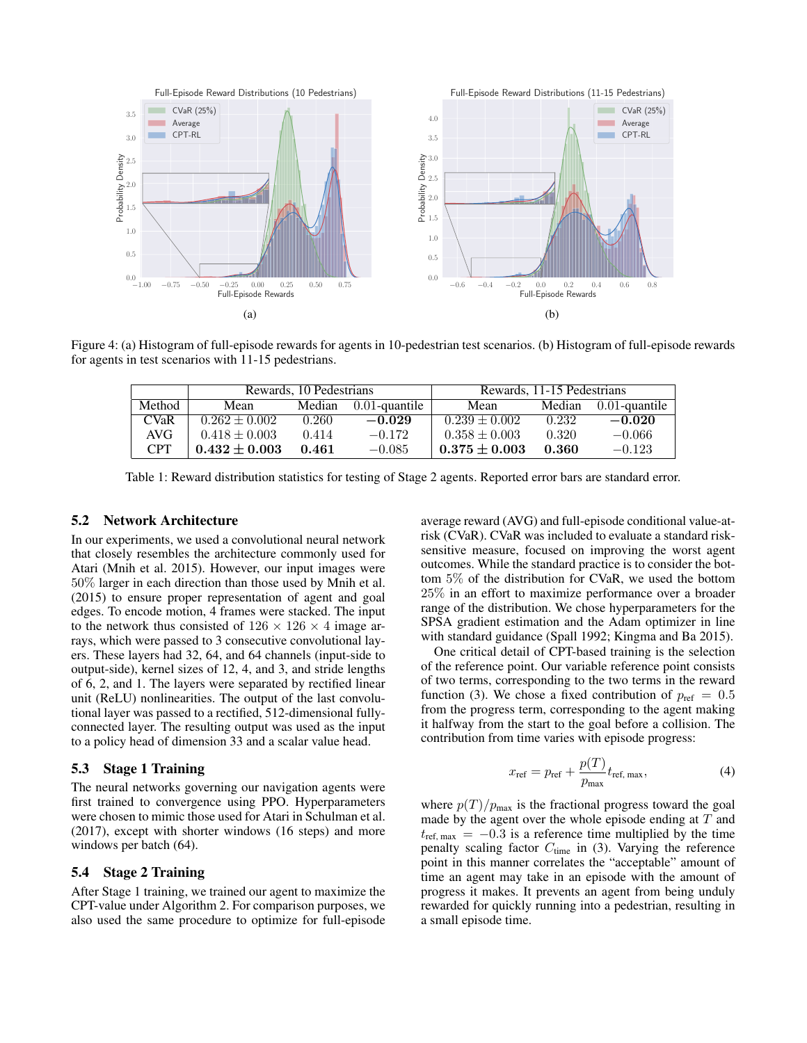Figure 4: (a) Histogram of full-episode rewards for agents in 10-pedestrian test scenarios. (b) Histogram of full-episode rewards for agents in test scenarios with 11-15 pedestrians.

| | Rewards, 10 Pedestrians | | | Rewards, 11-15 Pedestrians | | |
|---|---|---|---|---|---|---|
| Method | Mean | Median | 0.01-quantile | Mean | Median | 0.01-quantile |
| CVaR | $0.262 \pm 0.002$ | $0.260$ | $\mathbf{-0.029}$ | $0.239 \pm 0.002$ | $0.232$ | $\mathbf{-0.020}$ |
| AVG | $0.418 \pm 0.003$ | $0.414$ | $-0.172$ | $0.358 \pm 0.003$ | $0.320$ | $-0.066$ |
| CPT | $\mathbf{0.432 \pm 0.003}$ | $\mathbf{0.461}$ | $-0.085$ | $\mathbf{0.375 \pm 0.003}$ | $\mathbf{0.360}$ | $-0.123$ |

Table 1: Reward distribution statistics for testing of Stage 2 agents. Reported error bars are standard error.

### 5.2 Network Architecture

In our experiments, we used a convolutional neural network that closely resembles the architecture commonly used for Atari (Mnih et al. 2015). However, our input images were 50% larger in each direction than those used by Mnih et al. (2015) to ensure proper representation of agent and goal edges. To encode motion, 4 frames were stacked. The input to the network thus consisted of $126 \times 126 \times 4$ image arrays, which were passed to 3 consecutive convolutional layers. These layers had 32, 64, and 64 channels (input-side to output-side), kernel sizes of 12, 4, and 3, and stride lengths of 6, 2, and 1. The layers were separated by rectified linear unit (ReLU) nonlinearities. The output of the last convolutional layer was passed to a rectified, 512-dimensional fully-connected layer. The resulting output was used as the input to a policy head of dimension 33 and a scalar value head.

### 5.3 Stage 1 Training

The neural networks governing our navigation agents were first trained to convergence using PPO. Hyperparameters were chosen to mimic those used for Atari in Schulman et al. (2017), except with shorter windows (16 steps) and more windows per batch (64).

### 5.4 Stage 2 Training

After Stage 1 training, we trained our agent to maximize the CPT-value under Algorithm 2. For comparison purposes, we also used the same procedure to optimize for full-episode average reward (AVG) and full-episode conditional value-at-risk (CVaR). CVaR was included to evaluate a standard risk-sensitive measure, focused on improving the worst agent outcomes. While the standard practice is to consider the bottom 5% of the distribution for CVaR, we used the bottom 25% in an effort to maximize performance over a broader range of the distribution. We chose hyperparameters for the SPSA gradient estimation and the Adam optimizer in line with standard guidance (Spall 1992; Kingma and Ba 2015).

One critical detail of CPT-based training is the selection of the reference point. Our variable reference point consists of two terms, corresponding to the two terms in the reward function (3). We chose a fixed contribution of $p_{\text{ref}} = 0.5$ from the progress term, corresponding to the agent making it halfway from the start to the goal before a collision. The contribution from time varies with episode progress:

$$x_{\text{ref}} = p_{\text{ref}} + \frac{p(T)}{p_{\max}} t_{\text{ref, max}}, \tag{4}$$

where $p(T)/p_{\max}$ is the fractional progress toward the goal made by the agent over the whole episode ending at $T$ and $t_{\text{ref, max}} = -0.3$ is a reference time multiplied by the time penalty scaling factor $C_{\text{time}}$ in (3). Varying the reference point in this manner correlates the "acceptable" amount of time an agent may take in an episode with the amount of progress it makes. It prevents an agent from being unduly rewarded for quickly running into a pedestrian, resulting in a small episode time.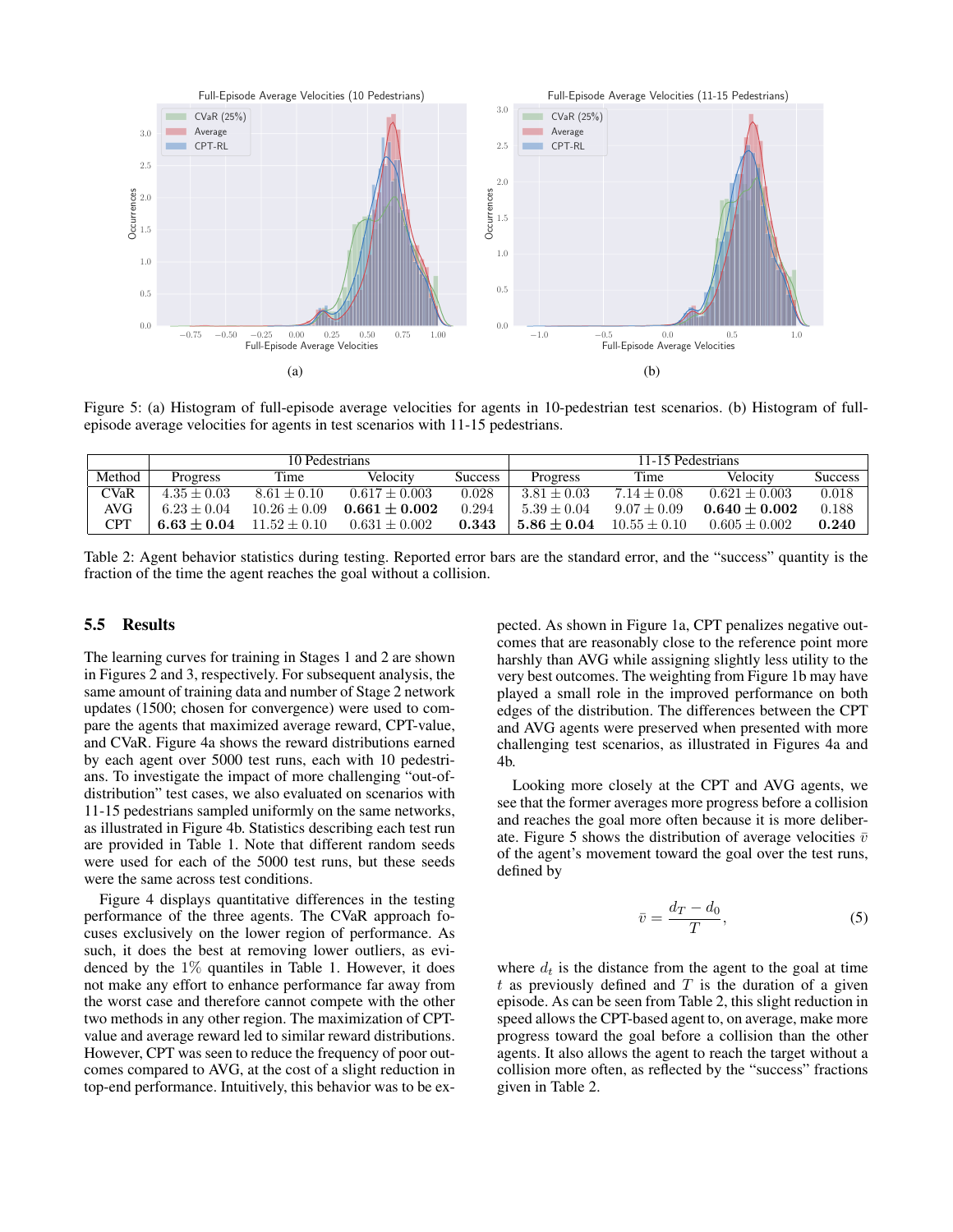Figure 5: (a) Histogram of full-episode average velocities for agents in 10-pedestrian test scenarios. (b) Histogram of full-episode average velocities for agents in test scenarios with 11-15 pedestrians.

| | 10 Pedestrians | | | | 11-15 Pedestrians | | | |
|---|---|---|---|---|---|---|---|---|
| Method | Progress | Time | Velocity | Success | Progress | Time | Velocity | Success |
| CVaR | $4.35 \pm 0.03$ | $8.61 \pm 0.10$ | $0.617 \pm 0.003$ | 0.028 | $3.81 \pm 0.03$ | $7.14 \pm 0.08$ | $0.621 \pm 0.003$ | 0.018 |
| AVG | $6.23 \pm 0.04$ | $10.26 \pm 0.09$ | $\mathbf{0.661 \pm 0.002}$ | 0.294 | $5.39 \pm 0.04$ | $9.07 \pm 0.09$ | $\mathbf{0.640 \pm 0.002}$ | 0.188 |
| CPT | $\mathbf{6.63 \pm 0.04}$ | $11.52 \pm 0.10$ | $0.631 \pm 0.002$ | **0.343** | $\mathbf{5.86 \pm 0.04}$ | $10.55 \pm 0.10$ | $0.605 \pm 0.002$ | **0.240** |

Table 2: Agent behavior statistics during testing. Reported error bars are the standard error, and the "success" quantity is the fraction of the time the agent reaches the goal without a collision.

## 5.5 Results

The learning curves for training in Stages 1 and 2 are shown in Figures 2 and 3, respectively. For subsequent analysis, the same amount of training data and number of Stage 2 network updates (1500; chosen for convergence) were used to compare the agents that maximized average reward, CPT-value, and CVaR. Figure 4a shows the reward distributions earned by each agent over 5000 test runs, each with 10 pedestrians. To investigate the impact of more challenging "out-of-distribution" test cases, we also evaluated on scenarios with 11-15 pedestrians sampled uniformly on the same networks, as illustrated in Figure 4b. Statistics describing each test run are provided in Table 1. Note that different random seeds were used for each of the 5000 test runs, but these seeds were the same across test conditions.

Figure 4 displays quantitative differences in the testing performance of the three agents. The CVaR approach focuses exclusively on the lower region of performance. As such, it does the best at removing lower outliers, as evidenced by the $1\%$ quantiles in Table 1. However, it does not make any effort to enhance performance far away from the worst case and therefore cannot compete with the other two methods in any other region. The maximization of CPT-value and average reward led to similar reward distributions. However, CPT was seen to reduce the frequency of poor outcomes compared to AVG, at the cost of a slight reduction in top-end performance. Intuitively, this behavior was to be expected. As shown in Figure 1a, CPT penalizes negative outcomes that are reasonably close to the reference point more harshly than AVG while assigning slightly less utility to the very best outcomes. The weighting from Figure 1b may have played a small role in the improved performance on both edges of the distribution. The differences between the CPT and AVG agents were preserved when presented with more challenging test scenarios, as illustrated in Figures 4a and 4b.

Looking more closely at the CPT and AVG agents, we see that the former averages more progress before a collision and reaches the goal more often because it is more deliberate. Figure 5 shows the distribution of average velocities $\bar{v}$ of the agent's movement toward the goal over the test runs, defined by

$$\bar{v} = \frac{d_T - d_0}{T}, \tag{5}$$

where $d_t$ is the distance from the agent to the goal at time $t$ as previously defined and $T$ is the duration of a given episode. As can be seen from Table 2, this slight reduction in speed allows the CPT-based agent to, on average, make more progress toward the goal before a collision than the other agents. It also allows the agent to reach the target without a collision more often, as reflected by the "success" fractions given in Table 2.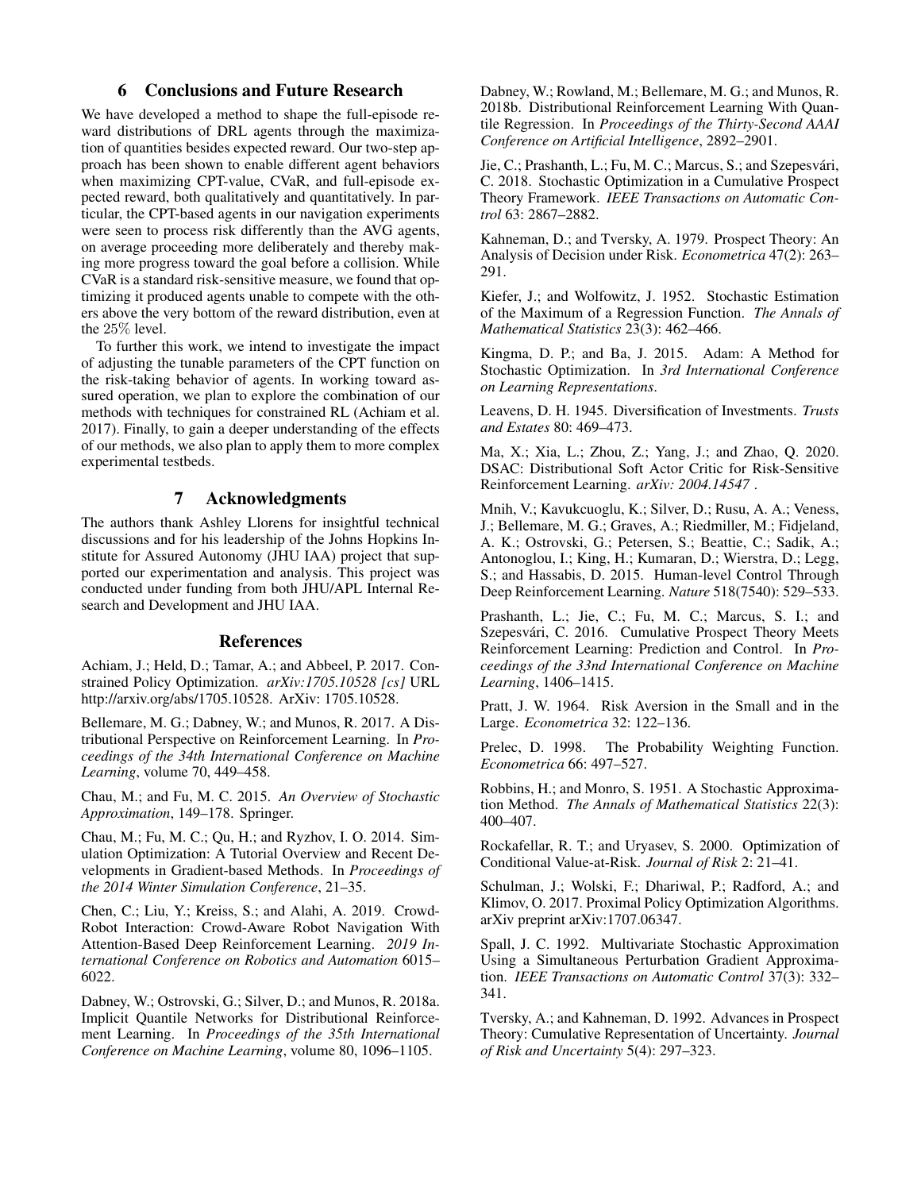## 6 Conclusions and Future Research

We have developed a method to shape the full-episode reward distributions of DRL agents through the maximization of quantities besides expected reward. Our two-step approach has been shown to enable different agent behaviors when maximizing CPT-value, CVaR, and full-episode expected reward, both qualitatively and quantitatively. In particular, the CPT-based agents in our navigation experiments were seen to process risk differently than the AVG agents, on average proceeding more deliberately and thereby making more progress toward the goal before a collision. While CVaR is a standard risk-sensitive measure, we found that optimizing it produced agents unable to compete with the others above the very bottom of the reward distribution, even at the $25\%$ level.

To further this work, we intend to investigate the impact of adjusting the tunable parameters of the CPT function on the risk-taking behavior of agents. In working toward assured operation, we plan to explore the combination of our methods with techniques for constrained RL (Achiam et al. 2017). Finally, to gain a deeper understanding of the effects of our methods, we also plan to apply them to more complex experimental testbeds.

## 7 Acknowledgments

The authors thank Ashley Llorens for insightful technical discussions and for his leadership of the Johns Hopkins Institute for Assured Autonomy (JHU IAA) project that supported our experimentation and analysis. This project was conducted under funding from both JHU/APL Internal Research and Development and JHU IAA.

## References

Achiam, J.; Held, D.; Tamar, A.; and Abbeel, P. 2017. Constrained Policy Optimization. *arXiv:1705.10528 [cs]* URL http://arxiv.org/abs/1705.10528. ArXiv: 1705.10528.

Bellemare, M. G.; Dabney, W.; and Munos, R. 2017. A Distributional Perspective on Reinforcement Learning. In *Proceedings of the 34th International Conference on Machine Learning*, volume 70, 449–458.

Chau, M.; and Fu, M. C. 2015. *An Overview of Stochastic Approximation*, 149–178. Springer.

Chau, M.; Fu, M. C.; Qu, H.; and Ryzhov, I. O. 2014. Simulation Optimization: A Tutorial Overview and Recent Developments in Gradient-based Methods. In *Proceedings of the 2014 Winter Simulation Conference*, 21–35.

Chen, C.; Liu, Y.; Kreiss, S.; and Alahi, A. 2019. Crowd-Robot Interaction: Crowd-Aware Robot Navigation With Attention-Based Deep Reinforcement Learning. *2019 International Conference on Robotics and Automation* 6015–6022.

Dabney, W.; Ostrovski, G.; Silver, D.; and Munos, R. 2018a. Implicit Quantile Networks for Distributional Reinforcement Learning. In *Proceedings of the 35th International Conference on Machine Learning*, volume 80, 1096–1105.

Dabney, W.; Rowland, M.; Bellemare, M. G.; and Munos, R. 2018b. Distributional Reinforcement Learning With Quantile Regression. In *Proceedings of the Thirty-Second AAAI Conference on Artificial Intelligence*, 2892–2901.

Jie, C.; Prashanth, L.; Fu, M. C.; Marcus, S.; and Szepesvári, C. 2018. Stochastic Optimization in a Cumulative Prospect Theory Framework. *IEEE Transactions on Automatic Control* 63: 2867–2882.

Kahneman, D.; and Tversky, A. 1979. Prospect Theory: An Analysis of Decision under Risk. *Econometrica* 47(2): 263–291.

Kiefer, J.; and Wolfowitz, J. 1952. Stochastic Estimation of the Maximum of a Regression Function. *The Annals of Mathematical Statistics* 23(3): 462–466.

Kingma, D. P.; and Ba, J. 2015. Adam: A Method for Stochastic Optimization. In *3rd International Conference on Learning Representations*.

Leavens, D. H. 1945. Diversification of Investments. *Trusts and Estates* 80: 469–473.

Ma, X.; Xia, L.; Zhou, Z.; Yang, J.; and Zhao, Q. 2020. DSAC: Distributional Soft Actor Critic for Risk-Sensitive Reinforcement Learning. *arXiv: 2004.14547* .

Mnih, V.; Kavukcuoglu, K.; Silver, D.; Rusu, A. A.; Veness, J.; Bellemare, M. G.; Graves, A.; Riedmiller, M.; Fidjeland, A. K.; Ostrovski, G.; Petersen, S.; Beattie, C.; Sadik, A.; Antonoglou, I.; King, H.; Kumaran, D.; Wierstra, D.; Legg, S.; and Hassabis, D. 2015. Human-level Control Through Deep Reinforcement Learning. *Nature* 518(7540): 529–533.

Prashanth, L.; Jie, C.; Fu, M. C.; Marcus, S. I.; and Szepesvári, C. 2016. Cumulative Prospect Theory Meets Reinforcement Learning: Prediction and Control. In *Proceedings of the 33nd International Conference on Machine Learning*, 1406–1415.

Pratt, J. W. 1964. Risk Aversion in the Small and in the Large. *Econometrica* 32: 122–136.

Prelec, D. 1998. The Probability Weighting Function. *Econometrica* 66: 497–527.

Robbins, H.; and Monro, S. 1951. A Stochastic Approximation Method. *The Annals of Mathematical Statistics* 22(3): 400–407.

Rockafellar, R. T.; and Uryasev, S. 2000. Optimization of Conditional Value-at-Risk. *Journal of Risk* 2: 21–41.

Schulman, J.; Wolski, F.; Dhariwal, P.; Radford, A.; and Klimov, O. 2017. Proximal Policy Optimization Algorithms. arXiv preprint arXiv:1707.06347.

Spall, J. C. 1992. Multivariate Stochastic Approximation Using a Simultaneous Perturbation Gradient Approximation. *IEEE Transactions on Automatic Control* 37(3): 332–341.

Tversky, A.; and Kahneman, D. 1992. Advances in Prospect Theory: Cumulative Representation of Uncertainty. *Journal of Risk and Uncertainty* 5(4): 297–323.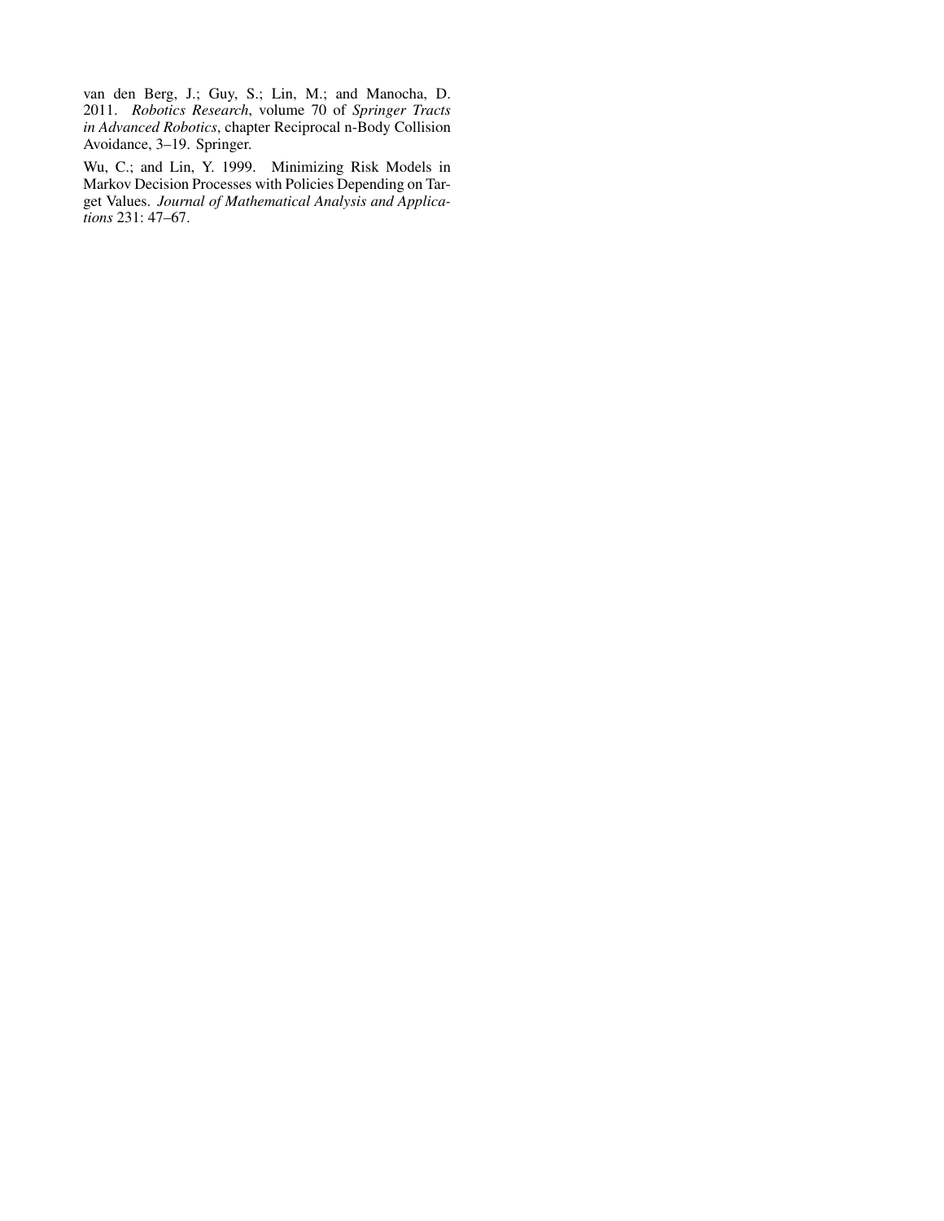van den Berg, J.; Guy, S.; Lin, M.; and Manocha, D. 2011. *Robotics Research*, volume 70 of *Springer Tracts in Advanced Robotics*, chapter Reciprocal n-Body Collision Avoidance, 3–19. Springer.

Wu, C.; and Lin, Y. 1999. Minimizing Risk Models in Markov Decision Processes with Policies Depending on Target Values. *Journal of Mathematical Analysis and Applications* 231: 47–67.